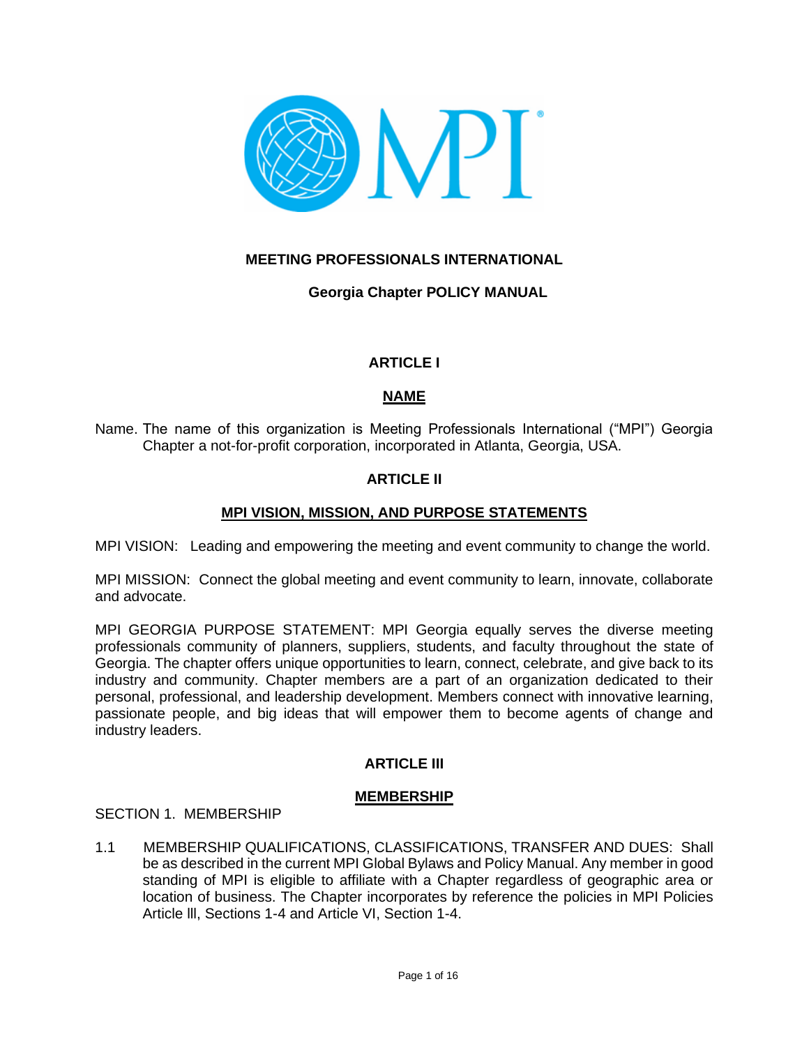# MEETING PROFESSIONALS INTERNATIONAL

## Georgia Chapter POLICY MANUAL

## ARTICLE I

## NAME

Name. The name of this organization is Meeting Professionals International ("MPI") Georgia Chapter a not-for-profit corporation, incorporated in Atlanta, Georgia, USA.

## ARTICLE II

## MPI VISION, MISSION, AND PURPOSE STATEMENTS

MPI VISION: Leading and empowering the meeting and event community to change the world.

MPI MISSION: Connect the global meeting and event community to learn, innovate, collaborate and advocate.

MPI GEORGIA PURPOSE STATEMENT: MPI Georgia equally serves the diverse meeting professionals community of planners, suppliers, students, and faculty throughout the state of Georgia. The chapter offers unique opportunities to learn, connect, celebrate, and give back to its industry and community. Chapter members are a part of an organization dedicated to their personal, professional, and leadership development. Members connect with innovative learning, passionate people, and big ideas that will empower them to become agents of change and industry leaders.

## ARTICLE III

## MEMBERSHIP

SECTION 1. MEMBERSHIP

1.1 MEMBERSHIP QUALIFICATIONS, CLASSIFICATIONS, TRANSFER AND DUES: Shall be as described in the current MPI Global Bylaws and Policy Manual. Any member in good standing of MPI is eligible to affiliate with a Chapter regardless of geographic area or location of business. The Chapter incorporates by reference the policies in MPI Policies Article lll, Sections 1-4 and Article VI, Section 1-4.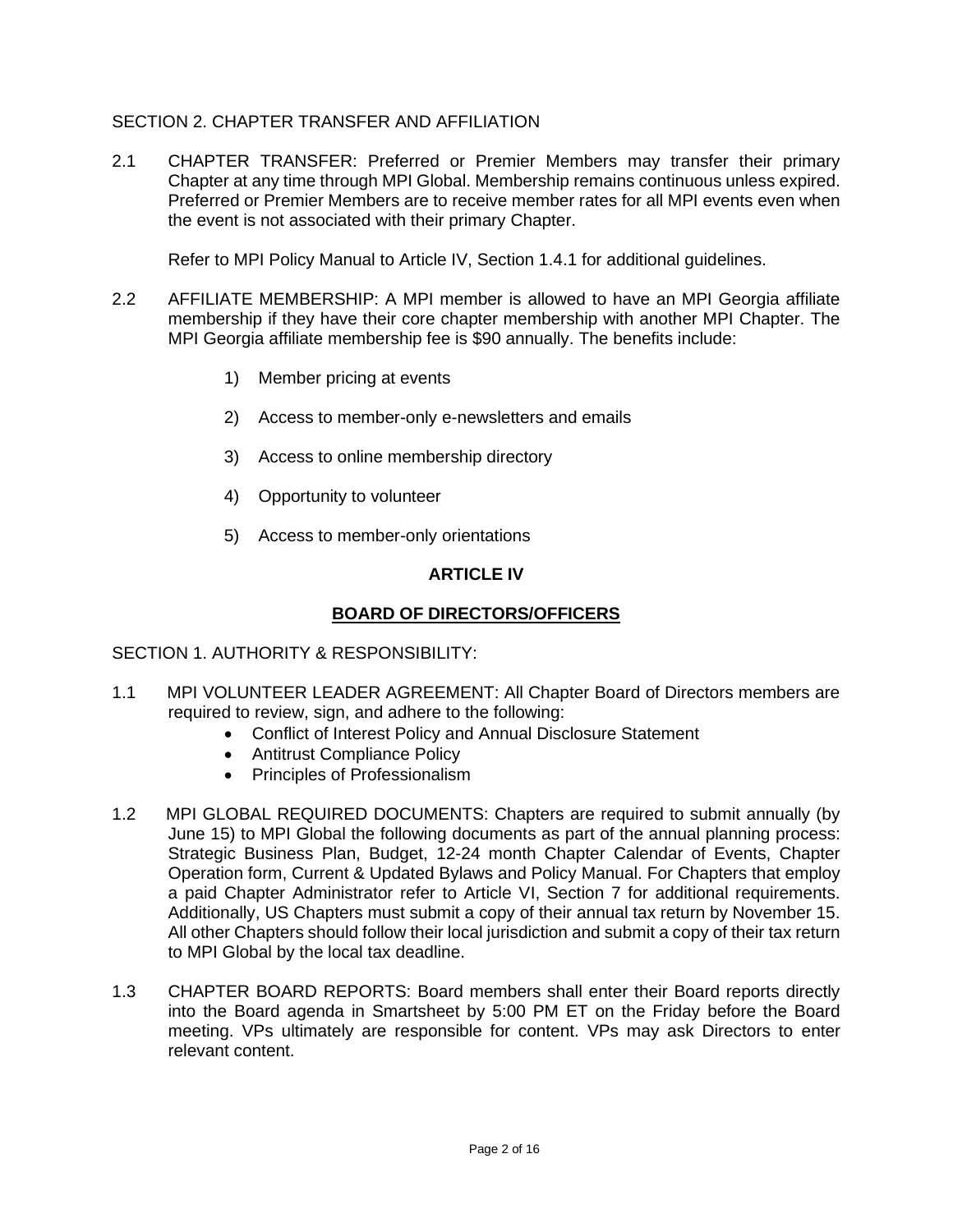SECTION 2. CHAPTER TRANSFER AND AFFILIATION

2.1 CHAPTER TRANSFER: Preferred or Premier Members may transfer their primary Chapter at any time through MPI Global. Membership remains continuous unless expired. Preferred or Premier Members are to receive member rates for all MPI events even when the event is not associated with their primary Chapter.

Refer to MPI Policy Manual to Article IV, Section 1.4.1 for additional guidelines.

2.2 AFFILIATE MEMBERSHIP: A MPI member is allowed to have an MPI Georgia affiliate membership if they have their core chapter membership with another MPI Chapter. The MPI Georgia affiliate membership fee is $90 annually. The benefits include:

1) Member pricing at events
2) Access to member-only e-newsletters and emails
3) Access to online membership directory
4) Opportunity to volunteer
5) Access to member-only orientations

## ARTICLE IV

## BOARD OF DIRECTORS/OFFICERS

SECTION 1. AUTHORITY & RESPONSIBILITY:

1.1 MPI VOLUNTEER LEADER AGREEMENT: All Chapter Board of Directors members are required to review, sign, and adhere to the following:

- Conflict of Interest Policy and Annual Disclosure Statement
- Antitrust Compliance Policy
- Principles of Professionalism

1.2 MPI GLOBAL REQUIRED DOCUMENTS: Chapters are required to submit annually (by June 15) to MPI Global the following documents as part of the annual planning process: Strategic Business Plan, Budget, 12-24 month Chapter Calendar of Events, Chapter Operation form, Current & Updated Bylaws and Policy Manual. For Chapters that employ a paid Chapter Administrator refer to Article VI, Section 7 for additional requirements. Additionally, US Chapters must submit a copy of their annual tax return by November 15. All other Chapters should follow their local jurisdiction and submit a copy of their tax return to MPI Global by the local tax deadline.

1.3 CHAPTER BOARD REPORTS: Board members shall enter their Board reports directly into the Board agenda in Smartsheet by 5:00 PM ET on the Friday before the Board meeting. VPs ultimately are responsible for content. VPs may ask Directors to enter relevant content.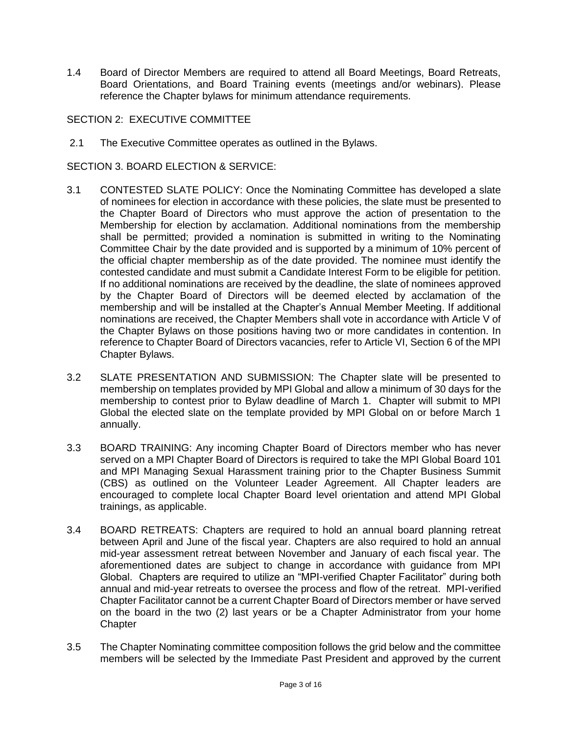1.4 Board of Director Members are required to attend all Board Meetings, Board Retreats, Board Orientations, and Board Training events (meetings and/or webinars). Please reference the Chapter bylaws for minimum attendance requirements.

SECTION 2: EXECUTIVE COMMITTEE

2.1 The Executive Committee operates as outlined in the Bylaws.

SECTION 3. BOARD ELECTION & SERVICE:

3.1 CONTESTED SLATE POLICY: Once the Nominating Committee has developed a slate of nominees for election in accordance with these policies, the slate must be presented to the Chapter Board of Directors who must approve the action of presentation to the Membership for election by acclamation. Additional nominations from the membership shall be permitted; provided a nomination is submitted in writing to the Nominating Committee Chair by the date provided and is supported by a minimum of 10% percent of the official chapter membership as of the date provided. The nominee must identify the contested candidate and must submit a Candidate Interest Form to be eligible for petition. If no additional nominations are received by the deadline, the slate of nominees approved by the Chapter Board of Directors will be deemed elected by acclamation of the membership and will be installed at the Chapter's Annual Member Meeting. If additional nominations are received, the Chapter Members shall vote in accordance with Article V of the Chapter Bylaws on those positions having two or more candidates in contention. In reference to Chapter Board of Directors vacancies, refer to Article VI, Section 6 of the MPI Chapter Bylaws.

3.2 SLATE PRESENTATION AND SUBMISSION: The Chapter slate will be presented to membership on templates provided by MPI Global and allow a minimum of 30 days for the membership to contest prior to Bylaw deadline of March 1. Chapter will submit to MPI Global the elected slate on the template provided by MPI Global on or before March 1 annually.

3.3 BOARD TRAINING: Any incoming Chapter Board of Directors member who has never served on a MPI Chapter Board of Directors is required to take the MPI Global Board 101 and MPI Managing Sexual Harassment training prior to the Chapter Business Summit (CBS) as outlined on the Volunteer Leader Agreement. All Chapter leaders are encouraged to complete local Chapter Board level orientation and attend MPI Global trainings, as applicable.

3.4 BOARD RETREATS: Chapters are required to hold an annual board planning retreat between April and June of the fiscal year. Chapters are also required to hold an annual mid-year assessment retreat between November and January of each fiscal year. The aforementioned dates are subject to change in accordance with guidance from MPI Global. Chapters are required to utilize an "MPI-verified Chapter Facilitator" during both annual and mid-year retreats to oversee the process and flow of the retreat. MPI-verified Chapter Facilitator cannot be a current Chapter Board of Directors member or have served on the board in the two (2) last years or be a Chapter Administrator from your home Chapter

3.5 The Chapter Nominating committee composition follows the grid below and the committee members will be selected by the Immediate Past President and approved by the current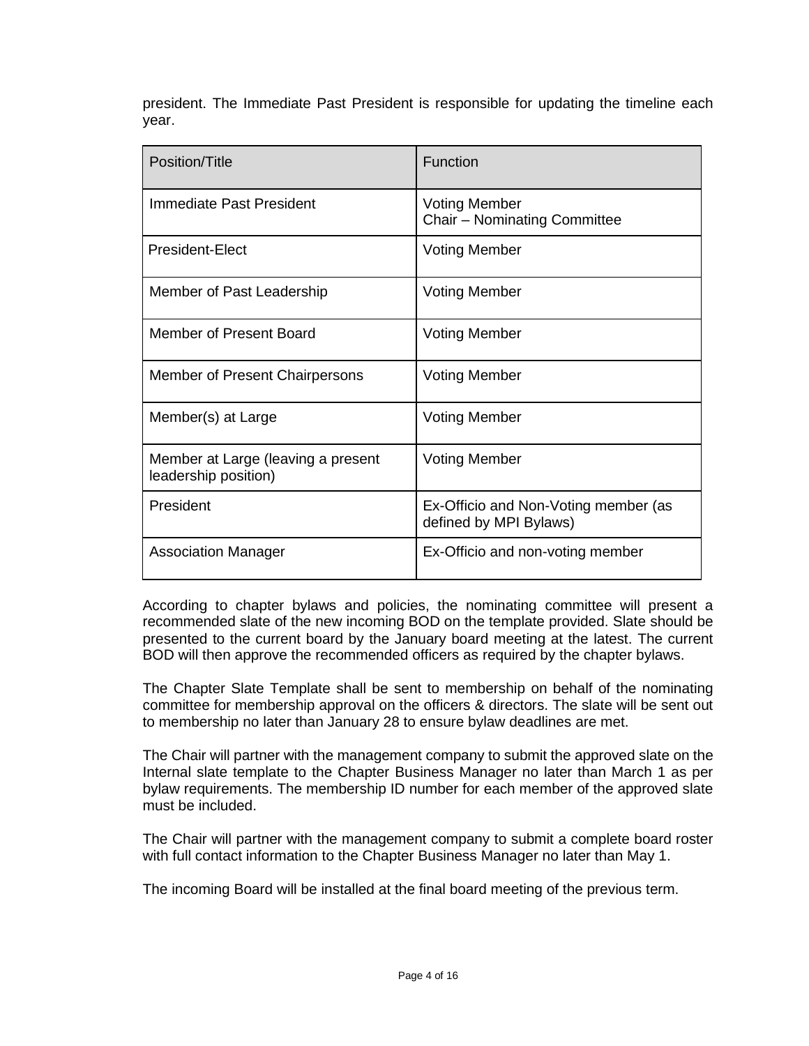president. The Immediate Past President is responsible for updating the timeline each year.

| Position/Title | Function |
| --- | --- |
| Immediate Past President | Voting Member<br>Chair – Nominating Committee |
| President-Elect | Voting Member |
| Member of Past Leadership | Voting Member |
| Member of Present Board | Voting Member |
| Member of Present Chairpersons | Voting Member |
| Member(s) at Large | Voting Member |
| Member at Large (leaving a present leadership position) | Voting Member |
| President | Ex-Officio and Non-Voting member (as defined by MPI Bylaws) |
| Association Manager | Ex-Officio and non-voting member |

According to chapter bylaws and policies, the nominating committee will present a recommended slate of the new incoming BOD on the template provided. Slate should be presented to the current board by the January board meeting at the latest. The current BOD will then approve the recommended officers as required by the chapter bylaws.

The Chapter Slate Template shall be sent to membership on behalf of the nominating committee for membership approval on the officers & directors. The slate will be sent out to membership no later than January 28 to ensure bylaw deadlines are met.

The Chair will partner with the management company to submit the approved slate on the Internal slate template to the Chapter Business Manager no later than March 1 as per bylaw requirements. The membership ID number for each member of the approved slate must be included.

The Chair will partner with the management company to submit a complete board roster with full contact information to the Chapter Business Manager no later than May 1.

The incoming Board will be installed at the final board meeting of the previous term.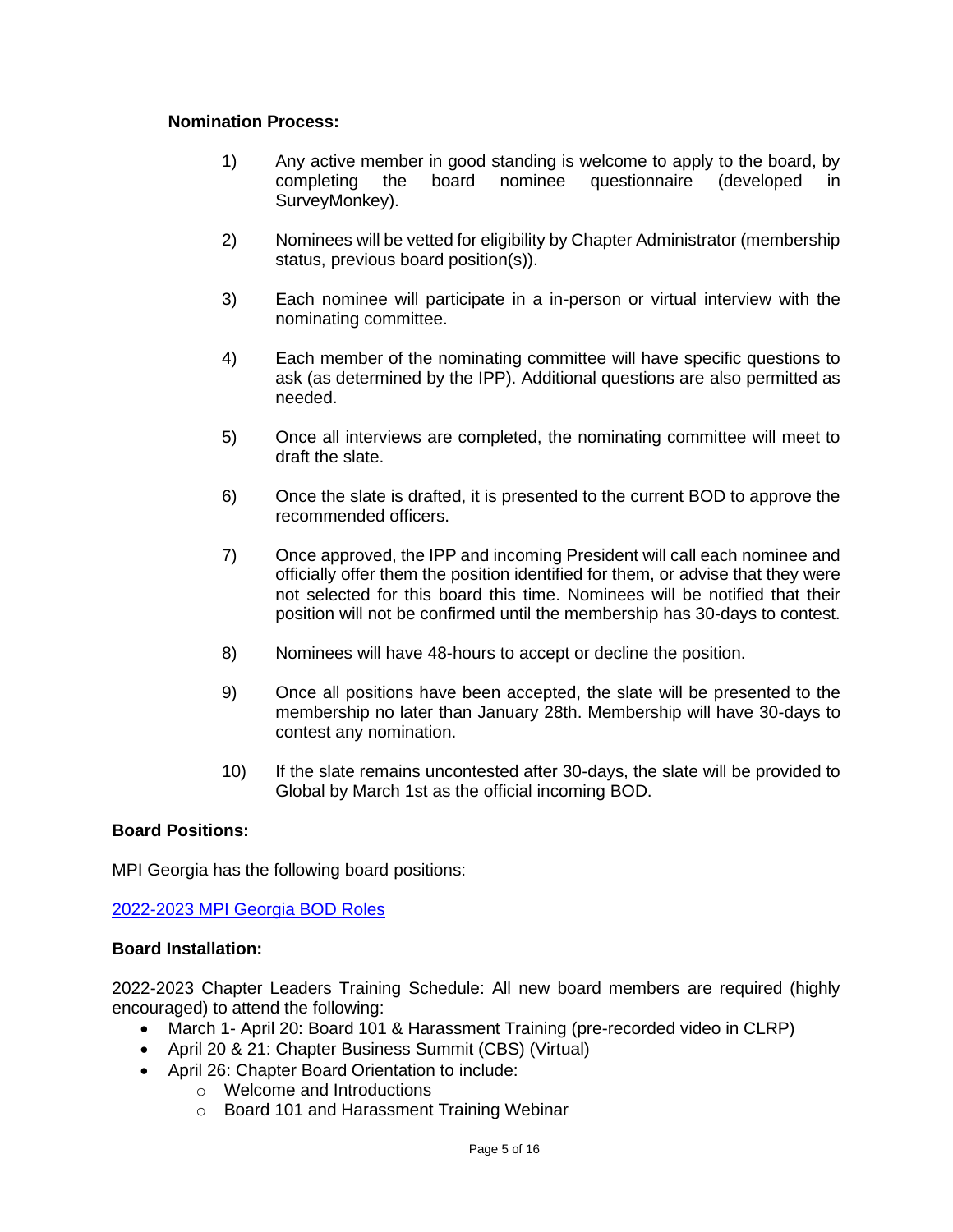**Nomination Process:**

1) Any active member in good standing is welcome to apply to the board, by completing the board nominee questionnaire (developed in SurveyMonkey).

2) Nominees will be vetted for eligibility by Chapter Administrator (membership status, previous board position(s)).

3) Each nominee will participate in a in-person or virtual interview with the nominating committee.

4) Each member of the nominating committee will have specific questions to ask (as determined by the IPP). Additional questions are also permitted as needed.

5) Once all interviews are completed, the nominating committee will meet to draft the slate.

6) Once the slate is drafted, it is presented to the current BOD to approve the recommended officers.

7) Once approved, the IPP and incoming President will call each nominee and officially offer them the position identified for them, or advise that they were not selected for this board this time. Nominees will be notified that their position will not be confirmed until the membership has 30-days to contest.

8) Nominees will have 48-hours to accept or decline the position.

9) Once all positions have been accepted, the slate will be presented to the membership no later than January 28th. Membership will have 30-days to contest any nomination.

10) If the slate remains uncontested after 30-days, the slate will be provided to Global by March 1st as the official incoming BOD.

**Board Positions:**

MPI Georgia has the following board positions:

2022-2023 MPI Georgia BOD Roles

**Board Installation:**

2022-2023 Chapter Leaders Training Schedule: All new board members are required (highly encouraged) to attend the following:

- March 1- April 20: Board 101 & Harassment Training (pre-recorded video in CLRP)
- April 20 & 21: Chapter Business Summit (CBS) (Virtual)
- April 26: Chapter Board Orientation to include:
  - Welcome and Introductions
  - Board 101 and Harassment Training Webinar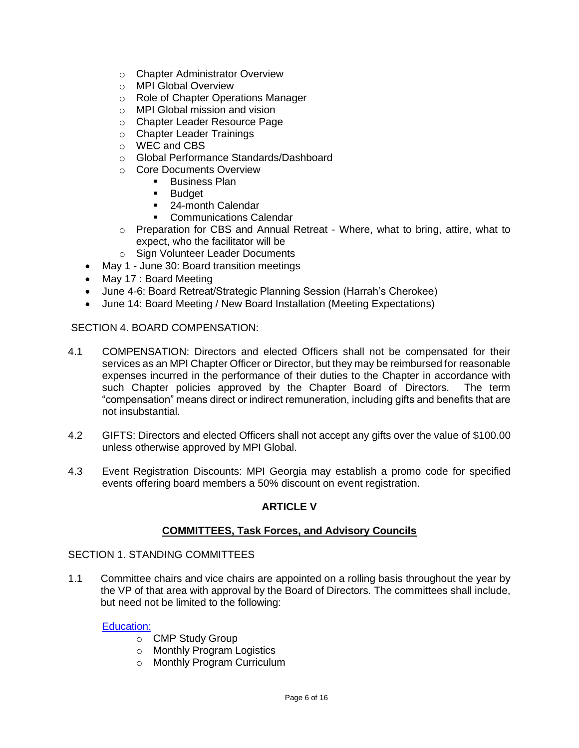- Chapter Administrator Overview
    - MPI Global Overview
    - Role of Chapter Operations Manager
    - MPI Global mission and vision
    - Chapter Leader Resource Page
    - Chapter Leader Trainings
    - WEC and CBS
    - Global Performance Standards/Dashboard
    - Core Documents Overview
        - Business Plan
        - Budget
        - 24-month Calendar
        - Communications Calendar
    - Preparation for CBS and Annual Retreat - Where, what to bring, attire, what to expect, who the facilitator will be
    - Sign Volunteer Leader Documents
- May 1 - June 30: Board transition meetings
- May 17 : Board Meeting
- June 4-6: Board Retreat/Strategic Planning Session (Harrah's Cherokee)
- June 14: Board Meeting / New Board Installation (Meeting Expectations)

SECTION 4. BOARD COMPENSATION:

4.1 COMPENSATION: Directors and elected Officers shall not be compensated for their services as an MPI Chapter Officer or Director, but they may be reimbursed for reasonable expenses incurred in the performance of their duties to the Chapter in accordance with such Chapter policies approved by the Chapter Board of Directors. The term "compensation" means direct or indirect remuneration, including gifts and benefits that are not insubstantial.

4.2 GIFTS: Directors and elected Officers shall not accept any gifts over the value of $100.00 unless otherwise approved by MPI Global.

4.3 Event Registration Discounts: MPI Georgia may establish a promo code for specified events offering board members a 50% discount on event registration.

## ARTICLE V

## COMMITTEES, Task Forces, and Advisory Councils

SECTION 1. STANDING COMMITTEES

1.1 Committee chairs and vice chairs are appointed on a rolling basis throughout the year by the VP of that area with approval by the Board of Directors. The committees shall include, but need not be limited to the following:

Education:

- CMP Study Group
- Monthly Program Logistics
- Monthly Program Curriculum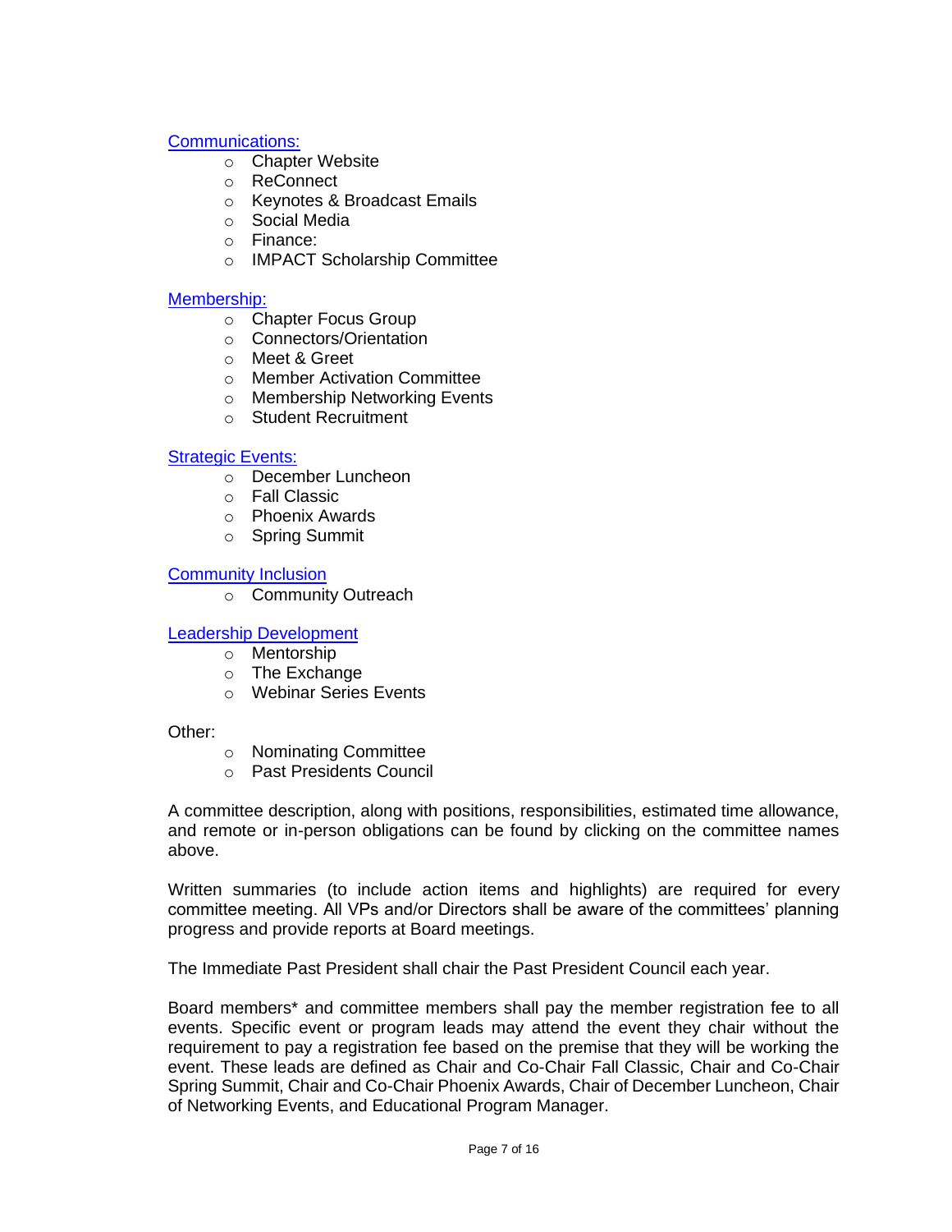[Communications:]

- Chapter Website
- ReConnect
- Keynotes & Broadcast Emails
- Social Media
- Finance:
- IMPACT Scholarship Committee

[Membership:]

- Chapter Focus Group
- Connectors/Orientation
- Meet & Greet
- Member Activation Committee
- Membership Networking Events
- Student Recruitment

[Strategic Events:]

- December Luncheon
- Fall Classic
- Phoenix Awards
- Spring Summit

[Community Inclusion]

- Community Outreach

[Leadership Development]

- Mentorship
- The Exchange
- Webinar Series Events

Other:

- Nominating Committee
- Past Presidents Council

A committee description, along with positions, responsibilities, estimated time allowance, and remote or in-person obligations can be found by clicking on the committee names above.

Written summaries (to include action items and highlights) are required for every committee meeting. All VPs and/or Directors shall be aware of the committees' planning progress and provide reports at Board meetings.

The Immediate Past President shall chair the Past President Council each year.

Board members* and committee members shall pay the member registration fee to all events. Specific event or program leads may attend the event they chair without the requirement to pay a registration fee based on the premise that they will be working the event. These leads are defined as Chair and Co-Chair Fall Classic, Chair and Co-Chair Spring Summit, Chair and Co-Chair Phoenix Awards, Chair of December Luncheon, Chair of Networking Events, and Educational Program Manager.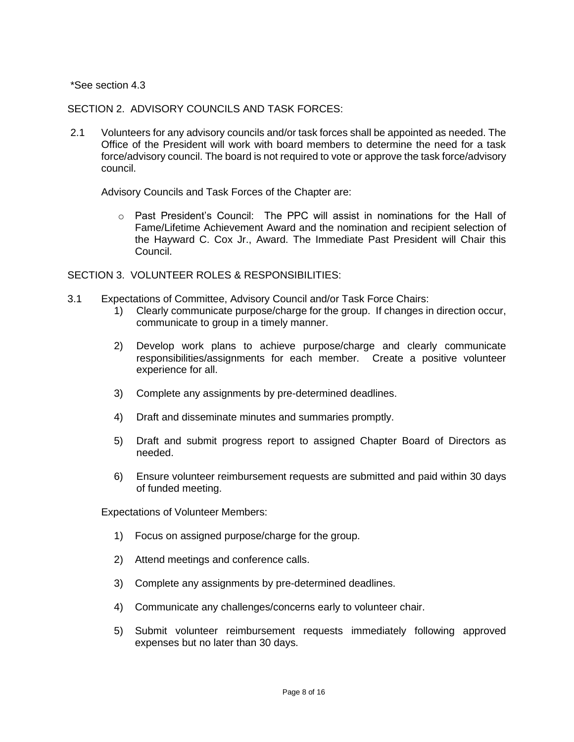*See section 4.3

## SECTION 2. ADVISORY COUNCILS AND TASK FORCES:

2.1 Volunteers for any advisory councils and/or task forces shall be appointed as needed. The Office of the President will work with board members to determine the need for a task force/advisory council. The board is not required to vote or approve the task force/advisory council.

Advisory Councils and Task Forces of the Chapter are:

- Past President's Council: The PPC will assist in nominations for the Hall of Fame/Lifetime Achievement Award and the nomination and recipient selection of the Hayward C. Cox Jr., Award. The Immediate Past President will Chair this Council.

## SECTION 3. VOLUNTEER ROLES & RESPONSIBILITIES:

3.1 Expectations of Committee, Advisory Council and/or Task Force Chairs:

1) Clearly communicate purpose/charge for the group. If changes in direction occur, communicate to group in a timely manner.
2) Develop work plans to achieve purpose/charge and clearly communicate responsibilities/assignments for each member. Create a positive volunteer experience for all.
3) Complete any assignments by pre-determined deadlines.
4) Draft and disseminate minutes and summaries promptly.
5) Draft and submit progress report to assigned Chapter Board of Directors as needed.
6) Ensure volunteer reimbursement requests are submitted and paid within 30 days of funded meeting.

Expectations of Volunteer Members:

1) Focus on assigned purpose/charge for the group.
2) Attend meetings and conference calls.
3) Complete any assignments by pre-determined deadlines.
4) Communicate any challenges/concerns early to volunteer chair.
5) Submit volunteer reimbursement requests immediately following approved expenses but no later than 30 days.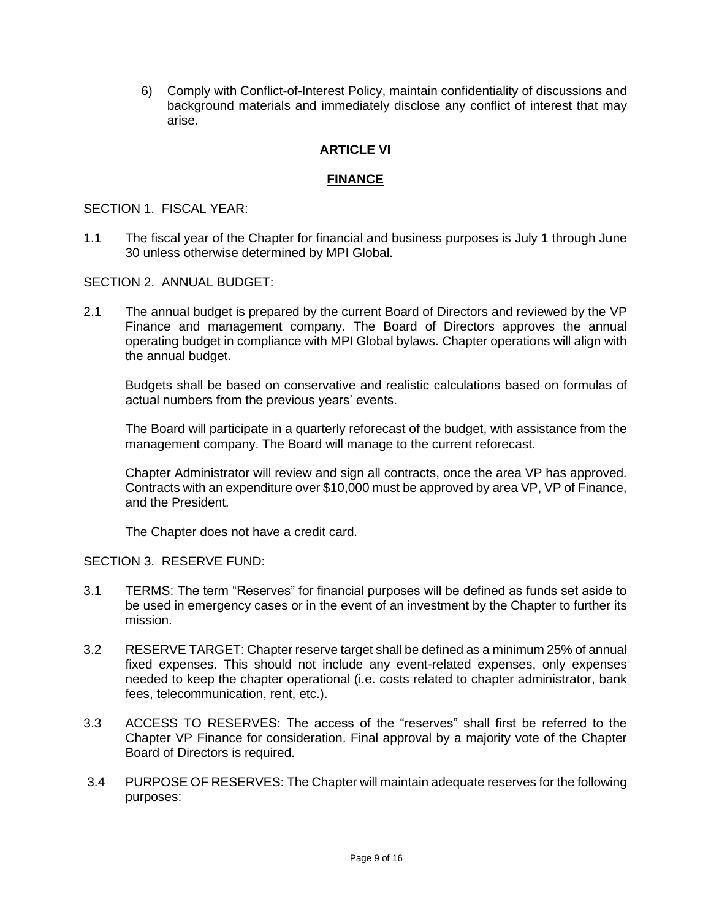6) Comply with Conflict-of-Interest Policy, maintain confidentiality of discussions and background materials and immediately disclose any conflict of interest that may arise.

## ARTICLE VI

## FINANCE

SECTION 1. FISCAL YEAR:

1.1 The fiscal year of the Chapter for financial and business purposes is July 1 through June 30 unless otherwise determined by MPI Global.

SECTION 2. ANNUAL BUDGET:

2.1 The annual budget is prepared by the current Board of Directors and reviewed by the VP Finance and management company. The Board of Directors approves the annual operating budget in compliance with MPI Global bylaws. Chapter operations will align with the annual budget.

Budgets shall be based on conservative and realistic calculations based on formulas of actual numbers from the previous years' events.

The Board will participate in a quarterly reforecast of the budget, with assistance from the management company. The Board will manage to the current reforecast.

Chapter Administrator will review and sign all contracts, once the area VP has approved. Contracts with an expenditure over $10,000 must be approved by area VP, VP of Finance, and the President.

The Chapter does not have a credit card.

SECTION 3. RESERVE FUND:

3.1 TERMS: The term "Reserves" for financial purposes will be defined as funds set aside to be used in emergency cases or in the event of an investment by the Chapter to further its mission.

3.2 RESERVE TARGET: Chapter reserve target shall be defined as a minimum 25% of annual fixed expenses. This should not include any event-related expenses, only expenses needed to keep the chapter operational (i.e. costs related to chapter administrator, bank fees, telecommunication, rent, etc.).

3.3 ACCESS TO RESERVES: The access of the "reserves" shall first be referred to the Chapter VP Finance for consideration. Final approval by a majority vote of the Chapter Board of Directors is required.

3.4 PURPOSE OF RESERVES: The Chapter will maintain adequate reserves for the following purposes: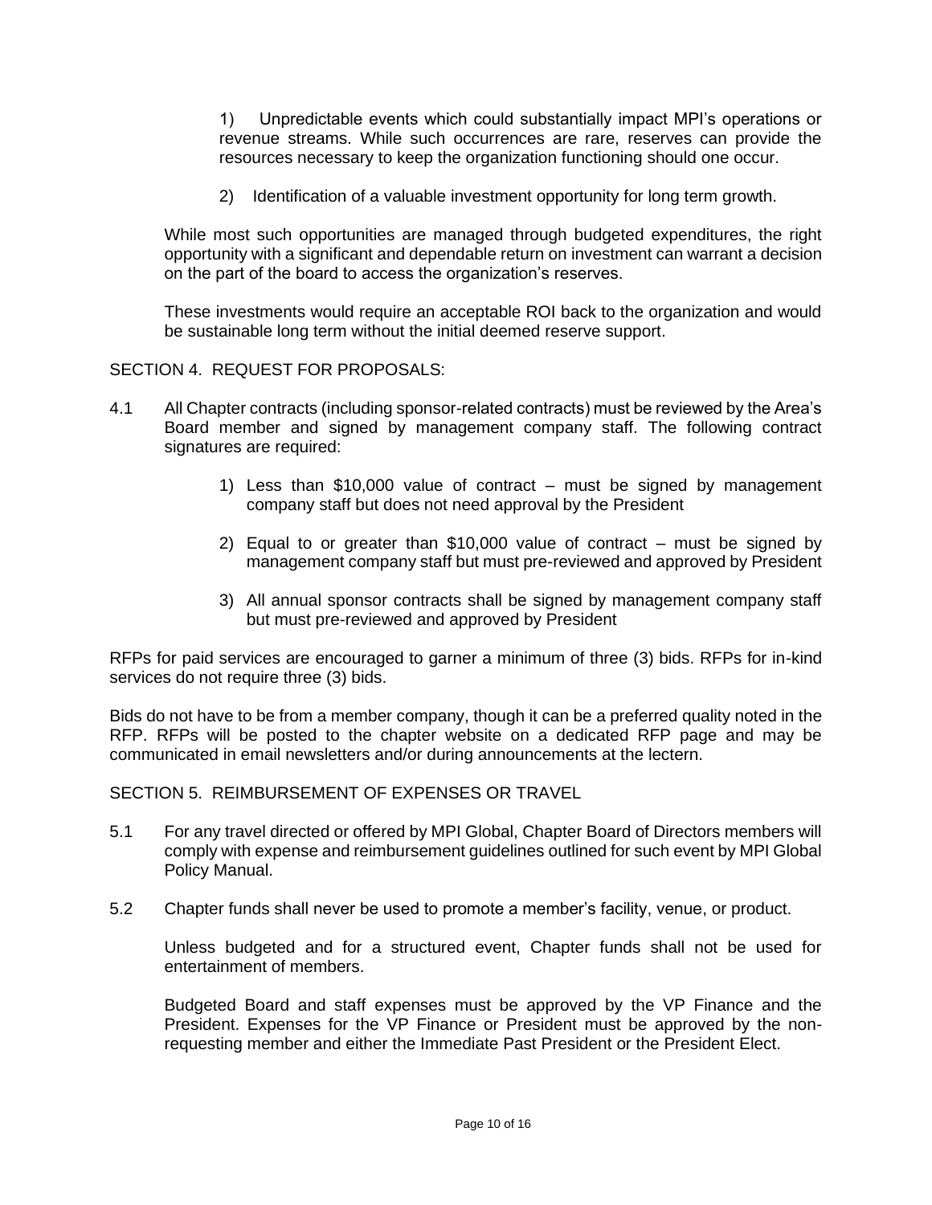1) Unpredictable events which could substantially impact MPI's operations or revenue streams. While such occurrences are rare, reserves can provide the resources necessary to keep the organization functioning should one occur.

2) Identification of a valuable investment opportunity for long term growth.

While most such opportunities are managed through budgeted expenditures, the right opportunity with a significant and dependable return on investment can warrant a decision on the part of the board to access the organization's reserves.

These investments would require an acceptable ROI back to the organization and would be sustainable long term without the initial deemed reserve support.

## SECTION 4. REQUEST FOR PROPOSALS:

4.1 All Chapter contracts (including sponsor-related contracts) must be reviewed by the Area's Board member and signed by management company staff. The following contract signatures are required:

1) Less than $10,000 value of contract – must be signed by management company staff but does not need approval by the President

2) Equal to or greater than $10,000 value of contract – must be signed by management company staff but must pre-reviewed and approved by President

3) All annual sponsor contracts shall be signed by management company staff but must pre-reviewed and approved by President

RFPs for paid services are encouraged to garner a minimum of three (3) bids. RFPs for in-kind services do not require three (3) bids.

Bids do not have to be from a member company, though it can be a preferred quality noted in the RFP. RFPs will be posted to the chapter website on a dedicated RFP page and may be communicated in email newsletters and/or during announcements at the lectern.

## SECTION 5. REIMBURSEMENT OF EXPENSES OR TRAVEL

5.1 For any travel directed or offered by MPI Global, Chapter Board of Directors members will comply with expense and reimbursement guidelines outlined for such event by MPI Global Policy Manual.

5.2 Chapter funds shall never be used to promote a member's facility, venue, or product.

Unless budgeted and for a structured event, Chapter funds shall not be used for entertainment of members.

Budgeted Board and staff expenses must be approved by the VP Finance and the President. Expenses for the VP Finance or President must be approved by the non-requesting member and either the Immediate Past President or the President Elect.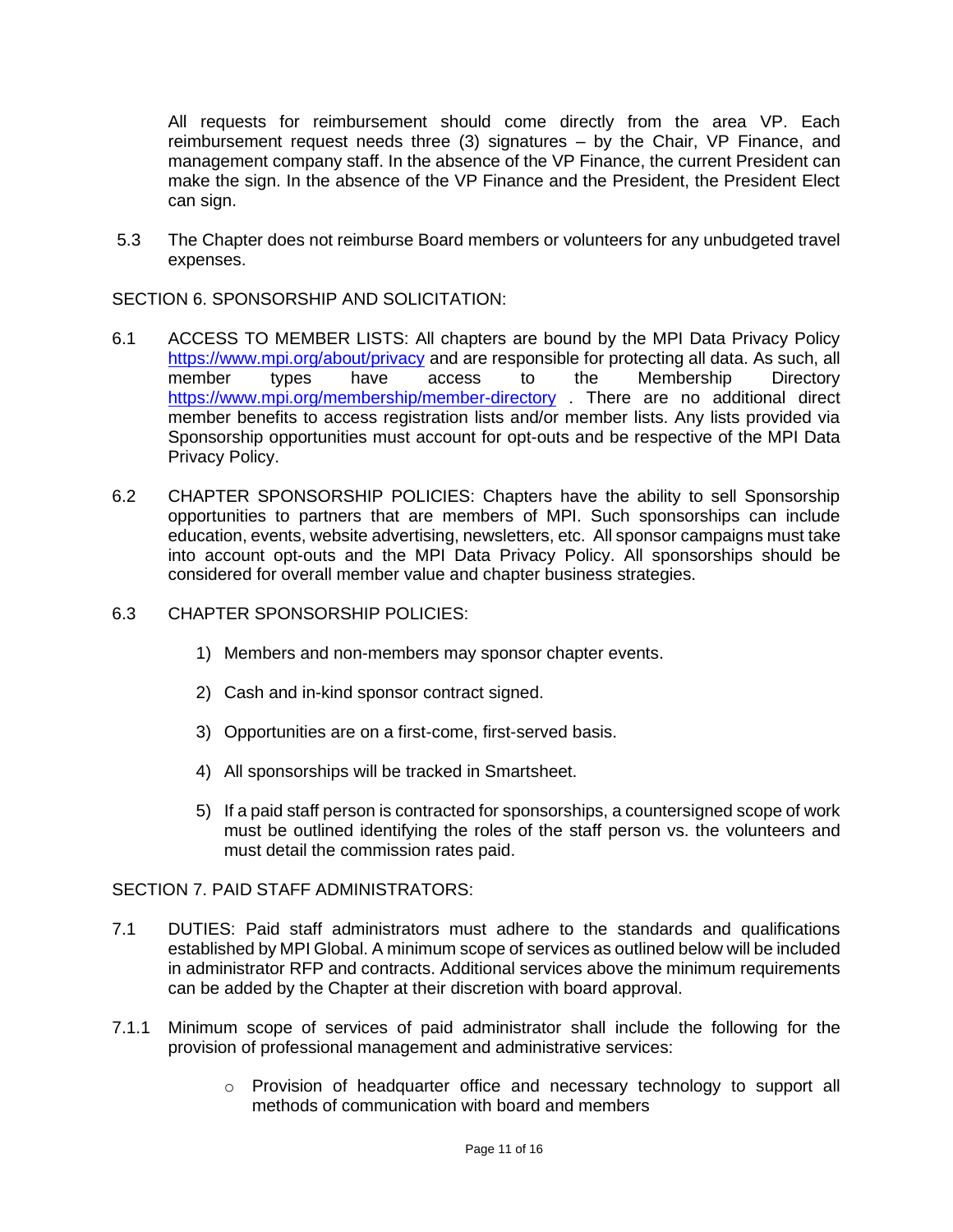All requests for reimbursement should come directly from the area VP. Each reimbursement request needs three (3) signatures – by the Chair, VP Finance, and management company staff. In the absence of the VP Finance, the current President can make the sign. In the absence of the VP Finance and the President, the President Elect can sign.

5.3 The Chapter does not reimburse Board members or volunteers for any unbudgeted travel expenses.

SECTION 6. SPONSORSHIP AND SOLICITATION:

6.1 ACCESS TO MEMBER LISTS: All chapters are bound by the MPI Data Privacy Policy [https://www.mpi.org/about/privacy](https://www.mpi.org/about/privacy) and are responsible for protecting all data. As such, all member types have access to the Membership Directory [https://www.mpi.org/membership/member-directory](https://www.mpi.org/membership/member-directory) . There are no additional direct member benefits to access registration lists and/or member lists. Any lists provided via Sponsorship opportunities must account for opt-outs and be respective of the MPI Data Privacy Policy.

6.2 CHAPTER SPONSORSHIP POLICIES: Chapters have the ability to sell Sponsorship opportunities to partners that are members of MPI. Such sponsorships can include education, events, website advertising, newsletters, etc. All sponsor campaigns must take into account opt-outs and the MPI Data Privacy Policy. All sponsorships should be considered for overall member value and chapter business strategies.

6.3 CHAPTER SPONSORSHIP POLICIES:

1) Members and non-members may sponsor chapter events.
2) Cash and in-kind sponsor contract signed.
3) Opportunities are on a first-come, first-served basis.
4) All sponsorships will be tracked in Smartsheet.
5) If a paid staff person is contracted for sponsorships, a countersigned scope of work must be outlined identifying the roles of the staff person vs. the volunteers and must detail the commission rates paid.

SECTION 7. PAID STAFF ADMINISTRATORS:

7.1 DUTIES: Paid staff administrators must adhere to the standards and qualifications established by MPI Global. A minimum scope of services as outlined below will be included in administrator RFP and contracts. Additional services above the minimum requirements can be added by the Chapter at their discretion with board approval.

7.1.1 Minimum scope of services of paid administrator shall include the following for the provision of professional management and administrative services:

- Provision of headquarter office and necessary technology to support all methods of communication with board and members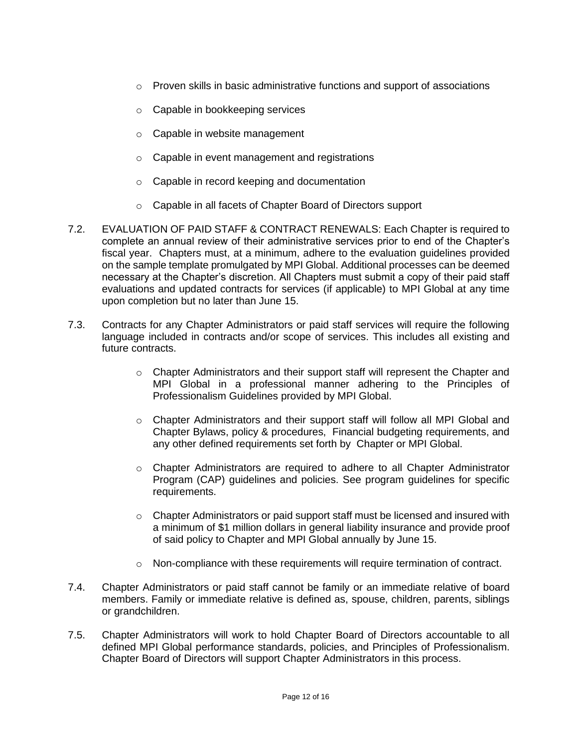- Proven skills in basic administrative functions and support of associations
- Capable in bookkeeping services
- Capable in website management
- Capable in event management and registrations
- Capable in record keeping and documentation
- Capable in all facets of Chapter Board of Directors support

7.2. EVALUATION OF PAID STAFF & CONTRACT RENEWALS: Each Chapter is required to complete an annual review of their administrative services prior to end of the Chapter's fiscal year. Chapters must, at a minimum, adhere to the evaluation guidelines provided on the sample template promulgated by MPI Global. Additional processes can be deemed necessary at the Chapter's discretion. All Chapters must submit a copy of their paid staff evaluations and updated contracts for services (if applicable) to MPI Global at any time upon completion but no later than June 15.

7.3. Contracts for any Chapter Administrators or paid staff services will require the following language included in contracts and/or scope of services. This includes all existing and future contracts.

- Chapter Administrators and their support staff will represent the Chapter and MPI Global in a professional manner adhering to the Principles of Professionalism Guidelines provided by MPI Global.
- Chapter Administrators and their support staff will follow all MPI Global and Chapter Bylaws, policy & procedures, Financial budgeting requirements, and any other defined requirements set forth by Chapter or MPI Global.
- Chapter Administrators are required to adhere to all Chapter Administrator Program (CAP) guidelines and policies. See program guidelines for specific requirements.
- Chapter Administrators or paid support staff must be licensed and insured with a minimum of $1 million dollars in general liability insurance and provide proof of said policy to Chapter and MPI Global annually by June 15.
- Non-compliance with these requirements will require termination of contract.

7.4. Chapter Administrators or paid staff cannot be family or an immediate relative of board members. Family or immediate relative is defined as, spouse, children, parents, siblings or grandchildren.

7.5. Chapter Administrators will work to hold Chapter Board of Directors accountable to all defined MPI Global performance standards, policies, and Principles of Professionalism. Chapter Board of Directors will support Chapter Administrators in this process.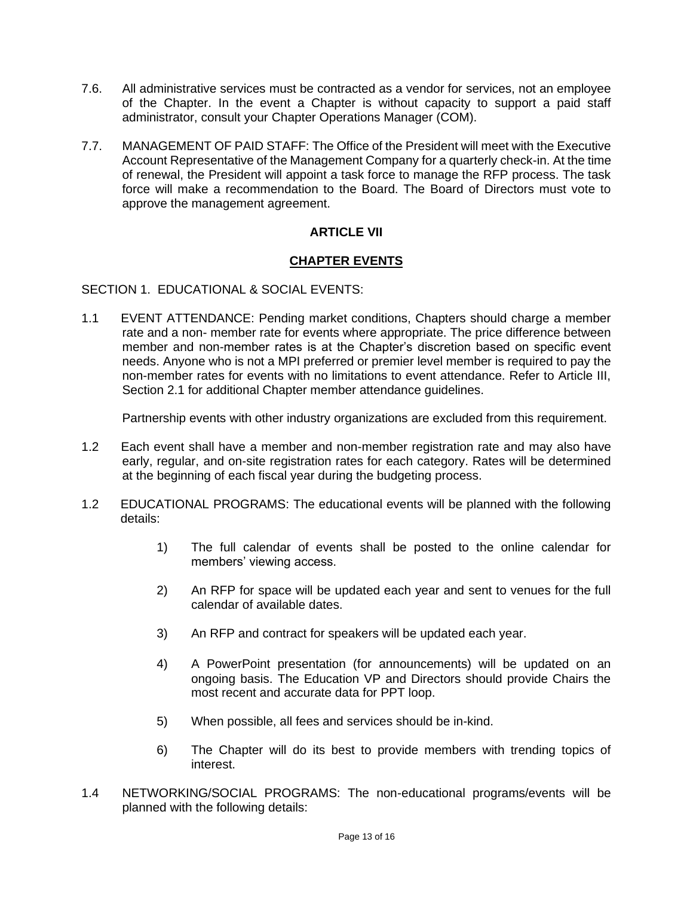7.6. All administrative services must be contracted as a vendor for services, not an employee of the Chapter. In the event a Chapter is without capacity to support a paid staff administrator, consult your Chapter Operations Manager (COM).

7.7. MANAGEMENT OF PAID STAFF: The Office of the President will meet with the Executive Account Representative of the Management Company for a quarterly check-in. At the time of renewal, the President will appoint a task force to manage the RFP process. The task force will make a recommendation to the Board. The Board of Directors must vote to approve the management agreement.

## ARTICLE VII

## CHAPTER EVENTS

SECTION 1. EDUCATIONAL & SOCIAL EVENTS:

1.1 EVENT ATTENDANCE: Pending market conditions, Chapters should charge a member rate and a non- member rate for events where appropriate. The price difference between member and non-member rates is at the Chapter's discretion based on specific event needs. Anyone who is not a MPI preferred or premier level member is required to pay the non-member rates for events with no limitations to event attendance. Refer to Article III, Section 2.1 for additional Chapter member attendance guidelines.

   Partnership events with other industry organizations are excluded from this requirement.

1.2 Each event shall have a member and non-member registration rate and may also have early, regular, and on-site registration rates for each category. Rates will be determined at the beginning of each fiscal year during the budgeting process.

1.2 EDUCATIONAL PROGRAMS: The educational events will be planned with the following details:

   1) The full calendar of events shall be posted to the online calendar for members' viewing access.

   2) An RFP for space will be updated each year and sent to venues for the full calendar of available dates.

   3) An RFP and contract for speakers will be updated each year.

   4) A PowerPoint presentation (for announcements) will be updated on an ongoing basis. The Education VP and Directors should provide Chairs the most recent and accurate data for PPT loop.

   5) When possible, all fees and services should be in-kind.

   6) The Chapter will do its best to provide members with trending topics of interest.

1.4 NETWORKING/SOCIAL PROGRAMS: The non-educational programs/events will be planned with the following details: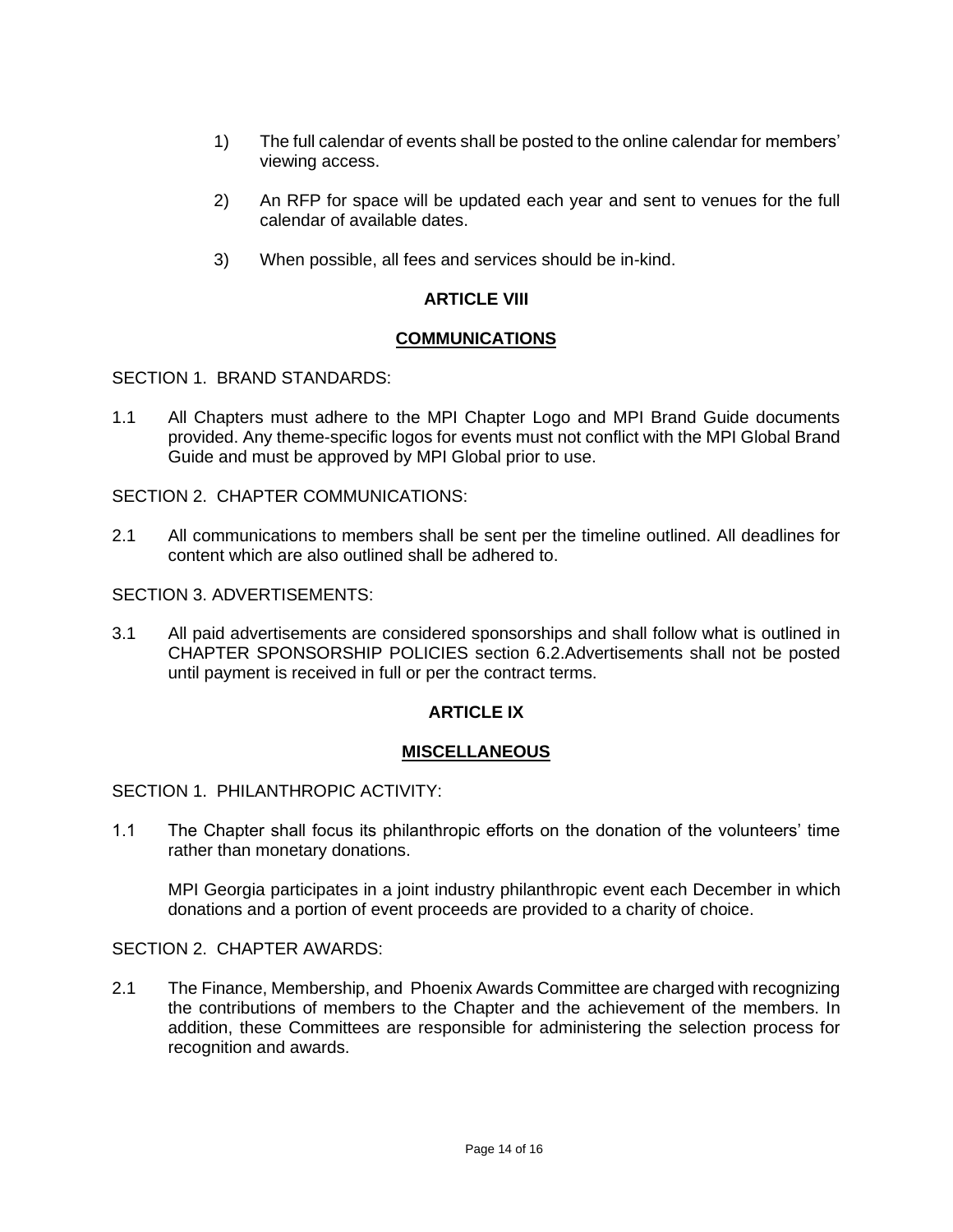1) The full calendar of events shall be posted to the online calendar for members' viewing access.

2) An RFP for space will be updated each year and sent to venues for the full calendar of available dates.

3) When possible, all fees and services should be in-kind.

## ARTICLE VIII

## COMMUNICATIONS

SECTION 1. BRAND STANDARDS:

1.1 All Chapters must adhere to the MPI Chapter Logo and MPI Brand Guide documents provided. Any theme-specific logos for events must not conflict with the MPI Global Brand Guide and must be approved by MPI Global prior to use.

SECTION 2. CHAPTER COMMUNICATIONS:

2.1 All communications to members shall be sent per the timeline outlined. All deadlines for content which are also outlined shall be adhered to.

SECTION 3. ADVERTISEMENTS:

3.1 All paid advertisements are considered sponsorships and shall follow what is outlined in CHAPTER SPONSORSHIP POLICIES section 6.2.Advertisements shall not be posted until payment is received in full or per the contract terms.

## ARTICLE IX

## MISCELLANEOUS

SECTION 1. PHILANTHROPIC ACTIVITY:

1.1 The Chapter shall focus its philanthropic efforts on the donation of the volunteers' time rather than monetary donations.

MPI Georgia participates in a joint industry philanthropic event each December in which donations and a portion of event proceeds are provided to a charity of choice.

SECTION 2. CHAPTER AWARDS:

2.1 The Finance, Membership, and Phoenix Awards Committee are charged with recognizing the contributions of members to the Chapter and the achievement of the members. In addition, these Committees are responsible for administering the selection process for recognition and awards.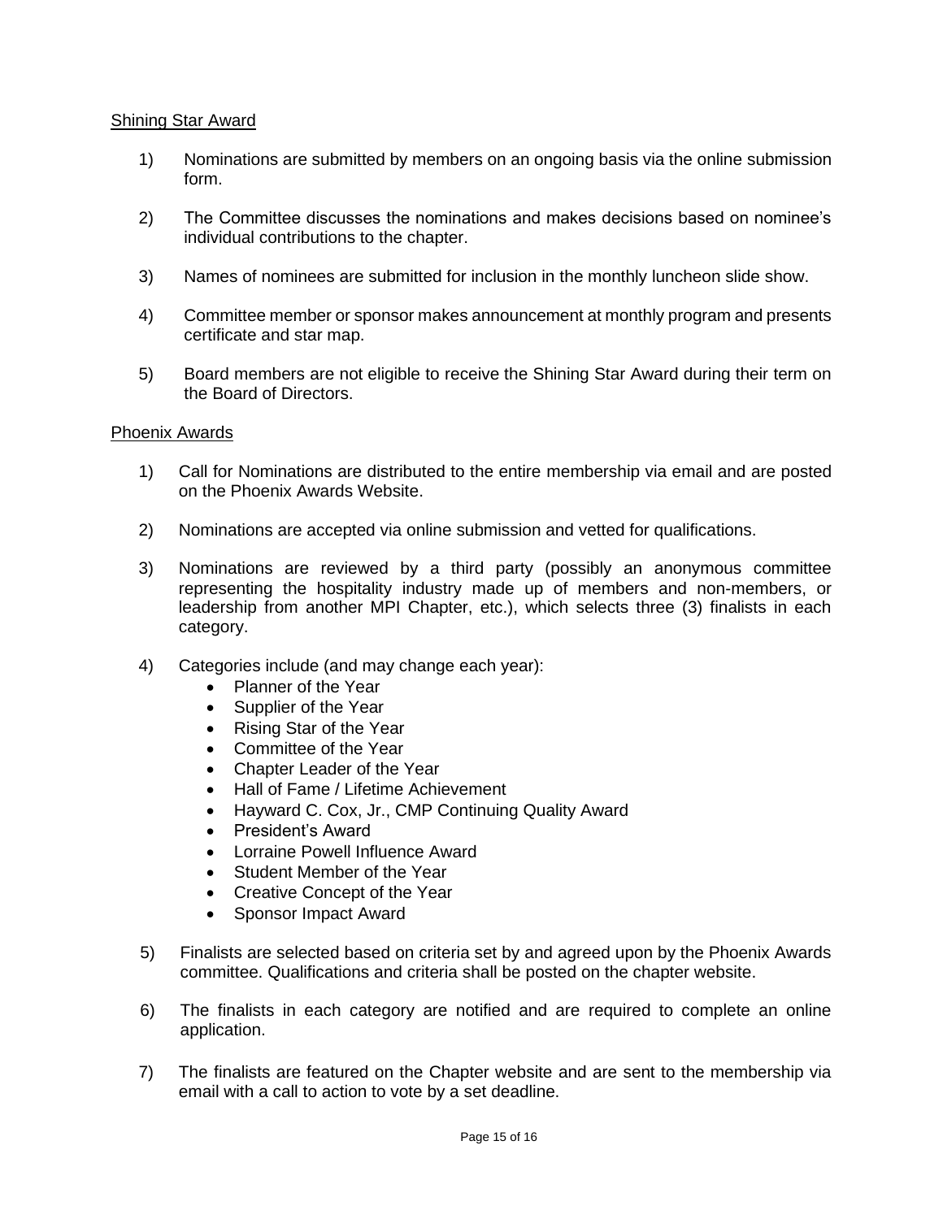<u>Shining Star Award</u>

1) Nominations are submitted by members on an ongoing basis via the online submission form.

2) The Committee discusses the nominations and makes decisions based on nominee's individual contributions to the chapter.

3) Names of nominees are submitted for inclusion in the monthly luncheon slide show.

4) Committee member or sponsor makes announcement at monthly program and presents certificate and star map.

5) Board members are not eligible to receive the Shining Star Award during their term on the Board of Directors.

<u>Phoenix Awards</u>

1) Call for Nominations are distributed to the entire membership via email and are posted on the Phoenix Awards Website.

2) Nominations are accepted via online submission and vetted for qualifications.

3) Nominations are reviewed by a third party (possibly an anonymous committee representing the hospitality industry made up of members and non-members, or leadership from another MPI Chapter, etc.), which selects three (3) finalists in each category.

4) Categories include (and may change each year):
   - Planner of the Year
   - Supplier of the Year
   - Rising Star of the Year
   - Committee of the Year
   - Chapter Leader of the Year
   - Hall of Fame / Lifetime Achievement
   - Hayward C. Cox, Jr., CMP Continuing Quality Award
   - President's Award
   - Lorraine Powell Influence Award
   - Student Member of the Year
   - Creative Concept of the Year
   - Sponsor Impact Award

5) Finalists are selected based on criteria set by and agreed upon by the Phoenix Awards committee. Qualifications and criteria shall be posted on the chapter website.

6) The finalists in each category are notified and are required to complete an online application.

7) The finalists are featured on the Chapter website and are sent to the membership via email with a call to action to vote by a set deadline.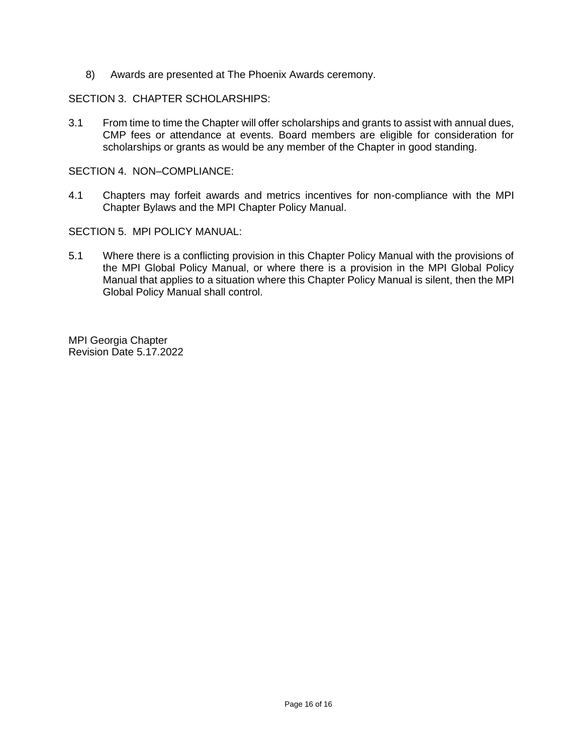8) Awards are presented at The Phoenix Awards ceremony.

## SECTION 3. CHAPTER SCHOLARSHIPS:

3.1 From time to time the Chapter will offer scholarships and grants to assist with annual dues, CMP fees or attendance at events. Board members are eligible for consideration for scholarships or grants as would be any member of the Chapter in good standing.

## SECTION 4. NON–COMPLIANCE:

4.1 Chapters may forfeit awards and metrics incentives for non-compliance with the MPI Chapter Bylaws and the MPI Chapter Policy Manual.

## SECTION 5. MPI POLICY MANUAL:

5.1 Where there is a conflicting provision in this Chapter Policy Manual with the provisions of the MPI Global Policy Manual, or where there is a provision in the MPI Global Policy Manual that applies to a situation where this Chapter Policy Manual is silent, then the MPI Global Policy Manual shall control.

MPI Georgia Chapter
Revision Date 5.17.2022